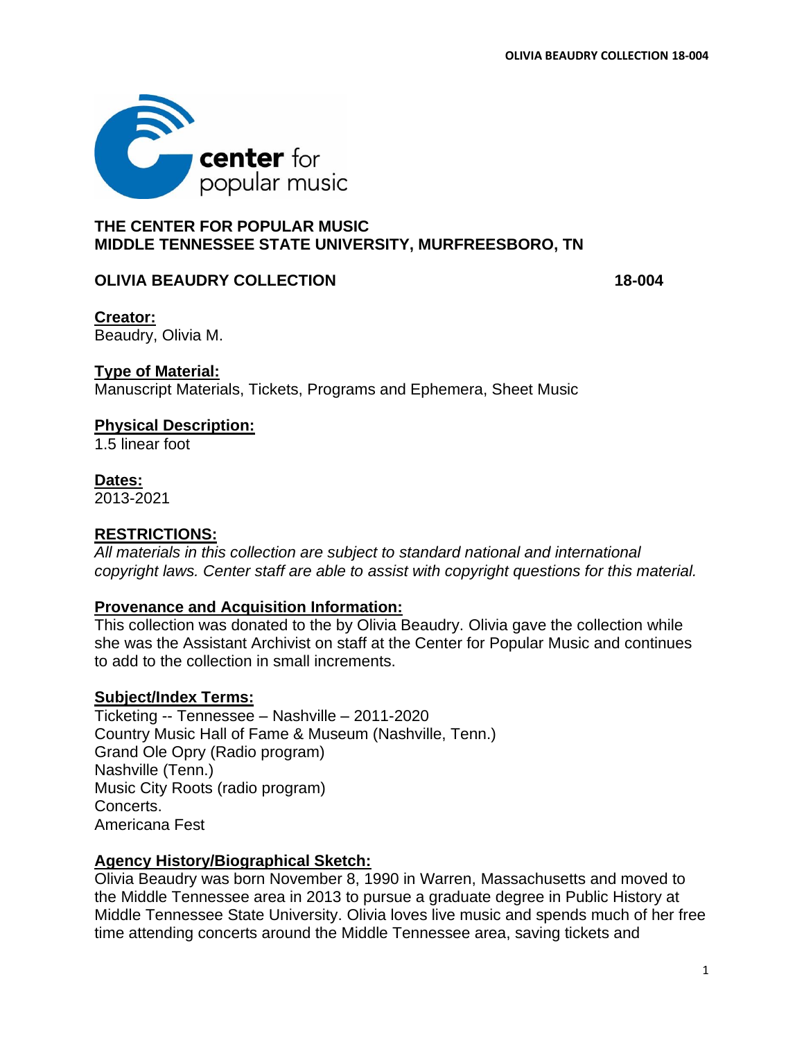# THE CENTER FOR POPULAR MUSIC
# MIDDLE TENNESSEE STATE UNIVERSITY, MURFREESBORO, TN

## OLIVIA BEAUDRY COLLECTION 18-004

**Creator:**
Beaudry, Olivia M.

**Type of Material:**
Manuscript Materials, Tickets, Programs and Ephemera, Sheet Music

**Physical Description:**
1.5 linear foot

**Dates:**
2013-2021

**RESTRICTIONS:**
*All materials in this collection are subject to standard national and international copyright laws. Center staff are able to assist with copyright questions for this material.*

**Provenance and Acquisition Information:**
This collection was donated to the by Olivia Beaudry. Olivia gave the collection while she was the Assistant Archivist on staff at the Center for Popular Music and continues to add to the collection in small increments.

**Subject/Index Terms:**
Ticketing -- Tennessee – Nashville – 2011-2020
Country Music Hall of Fame & Museum (Nashville, Tenn.)
Grand Ole Opry (Radio program)
Nashville (Tenn.)
Music City Roots (radio program)
Concerts.
Americana Fest

**Agency History/Biographical Sketch:**
Olivia Beaudry was born November 8, 1990 in Warren, Massachusetts and moved to the Middle Tennessee area in 2013 to pursue a graduate degree in Public History at Middle Tennessee State University. Olivia loves live music and spends much of her free time attending concerts around the Middle Tennessee area, saving tickets and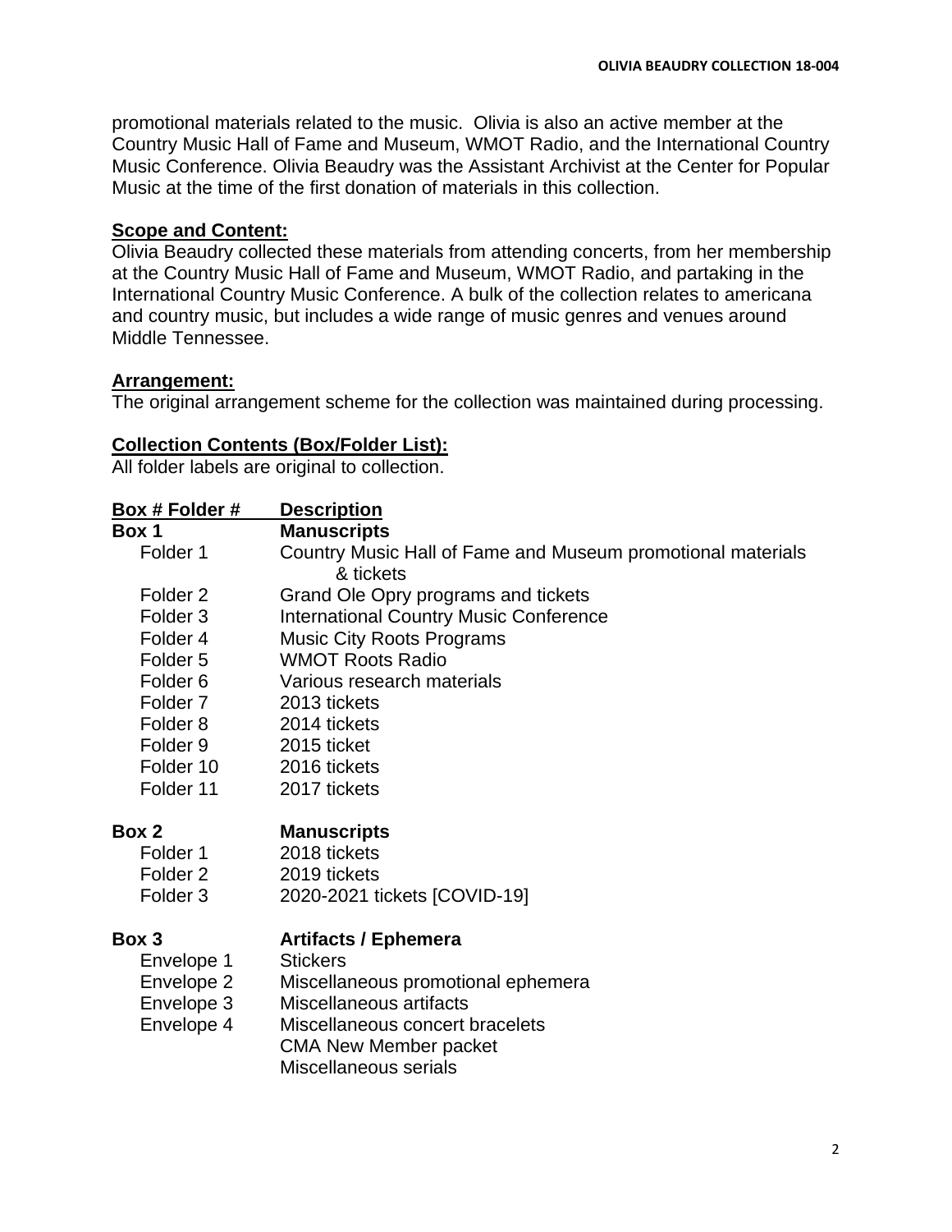promotional materials related to the music. Olivia is also an active member at the Country Music Hall of Fame and Museum, WMOT Radio, and the International Country Music Conference. Olivia Beaudry was the Assistant Archivist at the Center for Popular Music at the time of the first donation of materials in this collection.

**Scope and Content:**

Olivia Beaudry collected these materials from attending concerts, from her membership at the Country Music Hall of Fame and Museum, WMOT Radio, and partaking in the International Country Music Conference. A bulk of the collection relates to americana and country music, but includes a wide range of music genres and venues around Middle Tennessee.

**Arrangement:**

The original arrangement scheme for the collection was maintained during processing.

**Collection Contents (Box/Folder List):**

All folder labels are original to collection.

| Box # Folder # | Description |
|---|---|
| **Box 1** | **Manuscripts** |
| Folder 1 | Country Music Hall of Fame and Museum promotional materials & tickets |
| Folder 2 | Grand Ole Opry programs and tickets |
| Folder 3 | International Country Music Conference |
| Folder 4 | Music City Roots Programs |
| Folder 5 | WMOT Roots Radio |
| Folder 6 | Various research materials |
| Folder 7 | 2013 tickets |
| Folder 8 | 2014 tickets |
| Folder 9 | 2015 ticket |
| Folder 10 | 2016 tickets |
| Folder 11 | 2017 tickets |
| **Box 2** | **Manuscripts** |
| Folder 1 | 2018 tickets |
| Folder 2 | 2019 tickets |
| Folder 3 | 2020-2021 tickets [COVID-19] |
| **Box 3** | **Artifacts / Ephemera** |
| Envelope 1 | Stickers |
| Envelope 2 | Miscellaneous promotional ephemera |
| Envelope 3 | Miscellaneous artifacts |
| Envelope 4 | Miscellaneous concert bracelets |
| | CMA New Member packet |
| | Miscellaneous serials |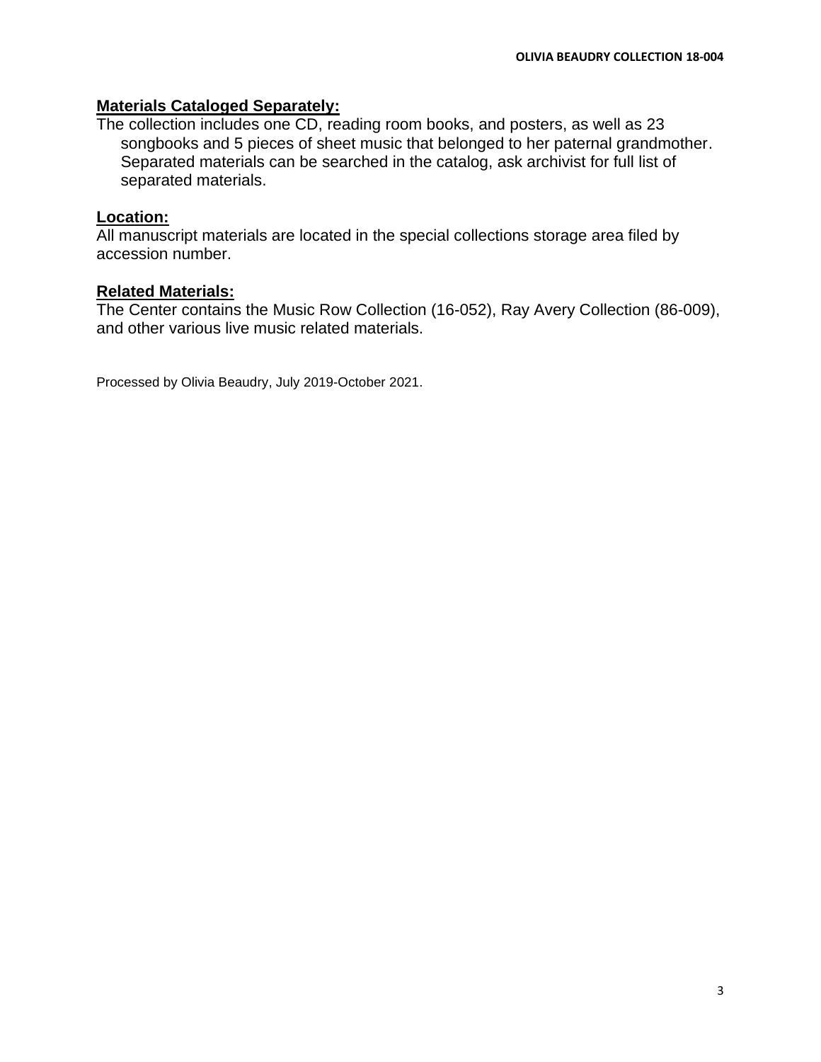**Materials Cataloged Separately:**

The collection includes one CD, reading room books, and posters, as well as 23 songbooks and 5 pieces of sheet music that belonged to her paternal grandmother. Separated materials can be searched in the catalog, ask archivist for full list of separated materials.

**Location:**

All manuscript materials are located in the special collections storage area filed by accession number.

**Related Materials:**

The Center contains the Music Row Collection (16-052), Ray Avery Collection (86-009), and other various live music related materials.

Processed by Olivia Beaudry, July 2019-October 2021.